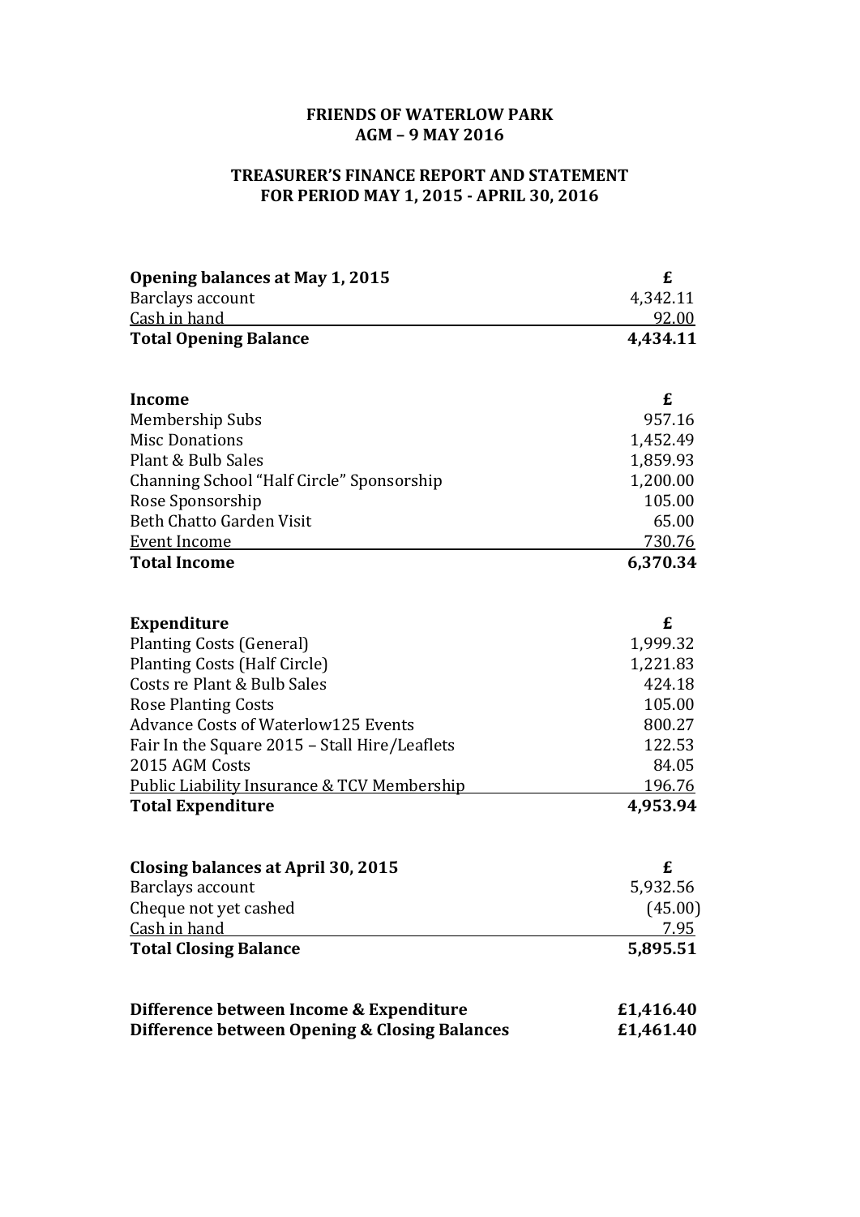**FRIENDS OF WATERLOW PARK**
**AGM – 9 MAY 2016**

**TREASURER'S FINANCE REPORT AND STATEMENT**
**FOR PERIOD MAY 1, 2015 - APRIL 30, 2016**

| **Opening balances at May 1, 2015** | **£** |
|---|---|
| Barclays account | 4,342.11 |
| Cash in hand | 92.00 |
| **Total Opening Balance** | **4,434.11** |

| **Income** | **£** |
|---|---|
| Membership Subs | 957.16 |
| Misc Donations | 1,452.49 |
| Plant & Bulb Sales | 1,859.93 |
| Channing School "Half Circle" Sponsorship | 1,200.00 |
| Rose Sponsorship | 105.00 |
| Beth Chatto Garden Visit | 65.00 |
| Event Income | 730.76 |
| **Total Income** | **6,370.34** |

| **Expenditure** | **£** |
|---|---|
| Planting Costs (General) | 1,999.32 |
| Planting Costs (Half Circle) | 1,221.83 |
| Costs re Plant & Bulb Sales | 424.18 |
| Rose Planting Costs | 105.00 |
| Advance Costs of Waterlow125 Events | 800.27 |
| Fair In the Square 2015 – Stall Hire/Leaflets | 122.53 |
| 2015 AGM Costs | 84.05 |
| Public Liability Insurance & TCV Membership | 196.76 |
| **Total Expenditure** | **4,953.94** |

| **Closing balances at April 30, 2015** | **£** |
|---|---|
| Barclays account | 5,932.56 |
| Cheque not yet cashed | (45.00) |
| Cash in hand | 7.95 |
| **Total Closing Balance** | **5,895.51** |

| | |
|---|---|
| **Difference between Income & Expenditure** | **£1,416.40** |
| **Difference between Opening & Closing Balances** | **£1,461.40** |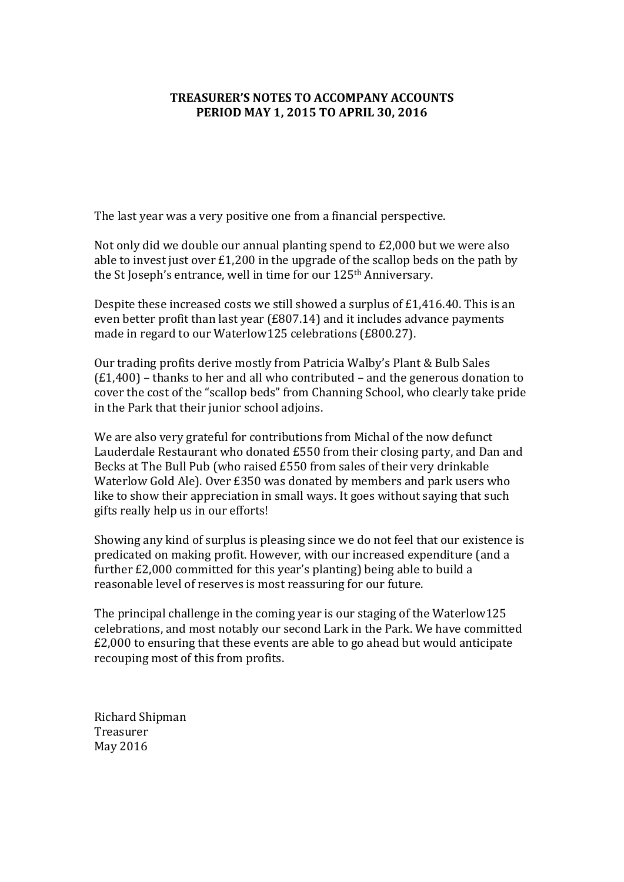# TREASURER'S NOTES TO ACCOMPANY ACCOUNTS
# PERIOD MAY 1, 2015 TO APRIL 30, 2016

The last year was a very positive one from a financial perspective.

Not only did we double our annual planting spend to £2,000 but we were also able to invest just over £1,200 in the upgrade of the scallop beds on the path by the St Joseph's entrance, well in time for our 125th Anniversary.

Despite these increased costs we still showed a surplus of £1,416.40. This is an even better profit than last year (£807.14) and it includes advance payments made in regard to our Waterlow125 celebrations (£800.27).

Our trading profits derive mostly from Patricia Walby's Plant & Bulb Sales (£1,400) – thanks to her and all who contributed – and the generous donation to cover the cost of the "scallop beds" from Channing School, who clearly take pride in the Park that their junior school adjoins.

We are also very grateful for contributions from Michal of the now defunct Lauderdale Restaurant who donated £550 from their closing party, and Dan and Becks at The Bull Pub (who raised £550 from sales of their very drinkable Waterlow Gold Ale). Over £350 was donated by members and park users who like to show their appreciation in small ways. It goes without saying that such gifts really help us in our efforts!

Showing any kind of surplus is pleasing since we do not feel that our existence is predicated on making profit. However, with our increased expenditure (and a further £2,000 committed for this year's planting) being able to build a reasonable level of reserves is most reassuring for our future.

The principal challenge in the coming year is our staging of the Waterlow125 celebrations, and most notably our second Lark in the Park. We have committed £2,000 to ensuring that these events are able to go ahead but would anticipate recouping most of this from profits.

Richard Shipman
Treasurer
May 2016